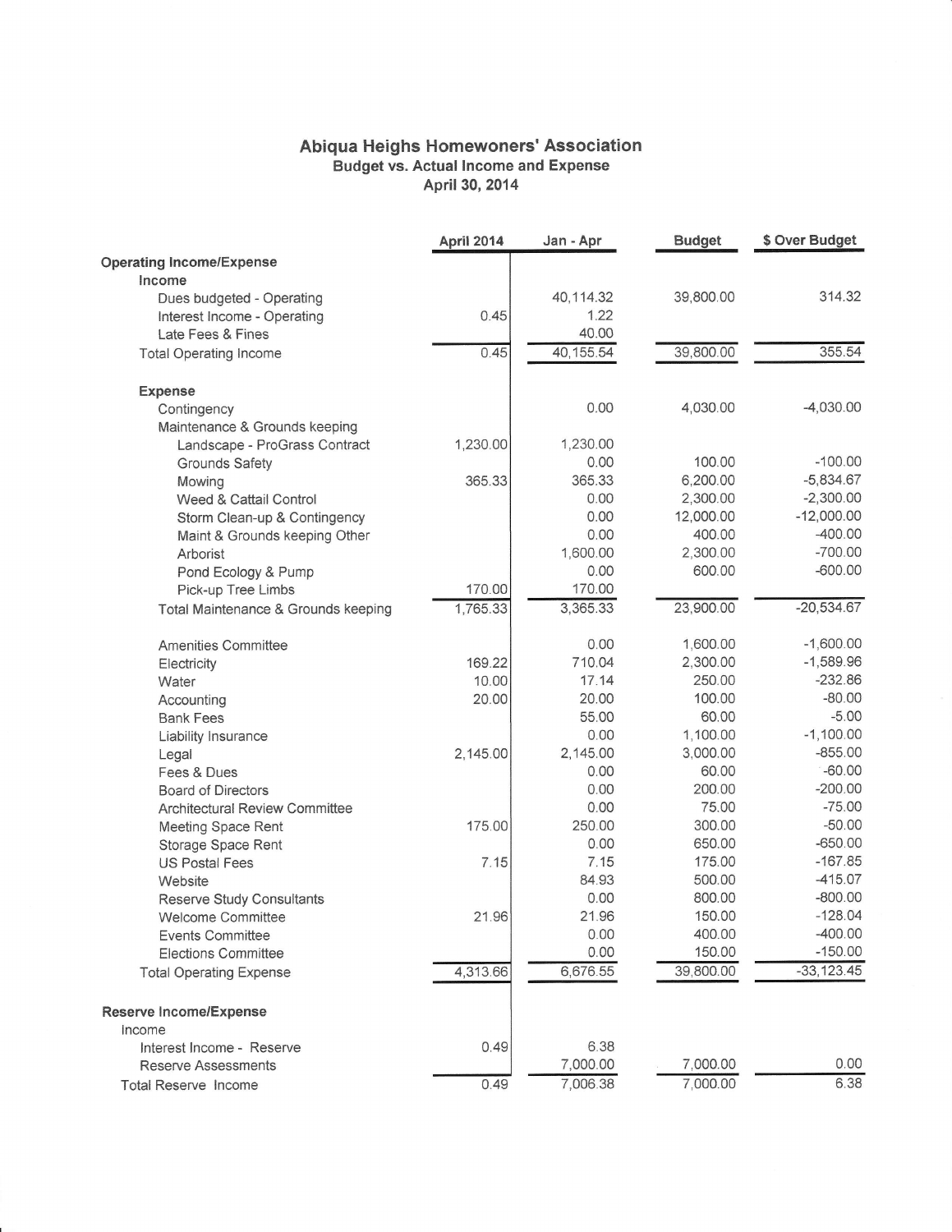## Abiqua Heighs Homewoners' Association

### Budget vs. Actual Income and Expense

### April 30, 2014

| | April 2014 | Jan - Apr | Budget | $ Over Budget |
|---|---|---|---|---|
| **Operating Income/Expense** | | | | |
| Income | | | | |
| Dues budgeted - Operating | | 40,114.32 | 39,800.00 | 314.32 |
| Interest Income - Operating | 0.45 | 1.22 | | |
| Late Fees & Fines | | 40.00 | | |
| Total Operating Income | 0.45 | 40,155.54 | 39,800.00 | 355.54 |
| **Expense** | | | | |
| Contingency | | 0.00 | 4,030.00 | -4,030.00 |
| Maintenance & Grounds keeping | | | | |
| Landscape - ProGrass Contract | 1,230.00 | 1,230.00 | | |
| Grounds Safety | | 0.00 | 100.00 | -100.00 |
| Mowing | 365.33 | 365.33 | 6,200.00 | -5,834.67 |
| Weed & Cattail Control | | 0.00 | 2,300.00 | -2,300.00 |
| Storm Clean-up & Contingency | | 0.00 | 12,000.00 | -12,000.00 |
| Maint & Grounds keeping Other | | 0.00 | 400.00 | -400.00 |
| Arborist | | 1,600.00 | 2,300.00 | -700.00 |
| Pond Ecology & Pump | | 0.00 | 600.00 | -600.00 |
| Pick-up Tree Limbs | 170.00 | 170.00 | | |
| Total Maintenance & Grounds keeping | 1,765.33 | 3,365.33 | 23,900.00 | -20,534.67 |
| Amenities Committee | | 0.00 | 1,600.00 | -1,600.00 |
| Electricity | 169.22 | 710.04 | 2,300.00 | -1,589.96 |
| Water | 10.00 | 17.14 | 250.00 | -232.86 |
| Accounting | 20.00 | 20.00 | 100.00 | -80.00 |
| Bank Fees | | 55.00 | 60.00 | -5.00 |
| Liability Insurance | | 0.00 | 1,100.00 | -1,100.00 |
| Legal | 2,145.00 | 2,145.00 | 3,000.00 | -855.00 |
| Fees & Dues | | 0.00 | 60.00 | -60.00 |
| Board of Directors | | 0.00 | 200.00 | -200.00 |
| Architectural Review Committee | | 0.00 | 75.00 | -75.00 |
| Meeting Space Rent | 175.00 | 250.00 | 300.00 | -50.00 |
| Storage Space Rent | | 0.00 | 650.00 | -650.00 |
| US Postal Fees | 7.15 | 7.15 | 175.00 | -167.85 |
| Website | | 84.93 | 500.00 | -415.07 |
| Reserve Study Consultants | | 0.00 | 800.00 | -800.00 |
| Welcome Committee | 21.96 | 21.96 | 150.00 | -128.04 |
| Events Committee | | 0.00 | 400.00 | -400.00 |
| Elections Committee | | 0.00 | 150.00 | -150.00 |
| Total Operating Expense | 4,313.66 | 6,676.55 | 39,800.00 | -33,123.45 |
| **Reserve Income/Expense** | | | | |
| Income | | | | |
| Interest Income - Reserve | 0.49 | 6.38 | | |
| Reserve Assessments | | 7,000.00 | 7,000.00 | 0.00 |
| Total Reserve Income | 0.49 | 7,006.38 | 7,000.00 | 6.38 |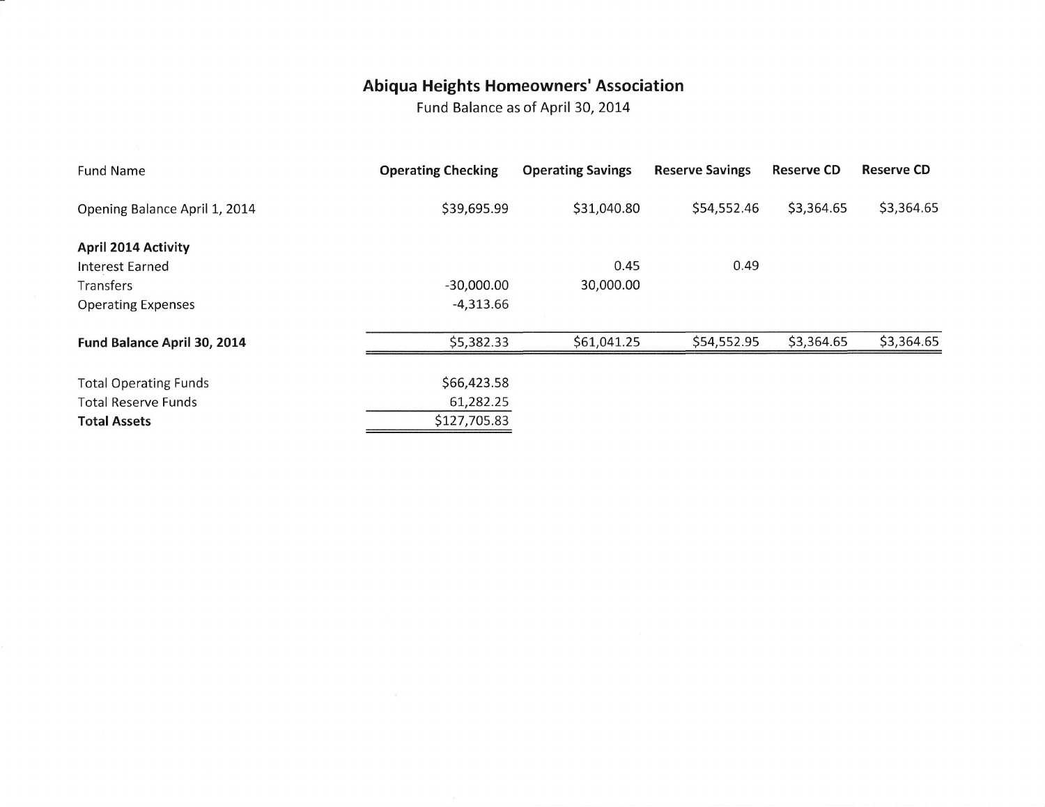## Abiqua Heights Homeowners' Association

Fund Balance as of April 30, 2014

| Fund Name | Operating Checking | Operating Savings | Reserve Savings | Reserve CD | Reserve CD |
|---|---|---|---|---|---|
| Opening Balance April 1, 2014 | $39,695.99 | $31,040.80 | $54,552.46 | $3,364.65 | $3,364.65 |
| **April 2014 Activity** | | | | | |
| Interest Earned | | 0.45 | 0.49 | | |
| Transfers | -30,000.00 | 30,000.00 | | | |
| Operating Expenses | -4,313.66 | | | | |
| **Fund Balance April 30, 2014** | $5,382.33 | $61,041.25 | $54,552.95 | $3,364.65 | $3,364.65 |
| Total Operating Funds | $66,423.58 | | | | |
| Total Reserve Funds | 61,282.25 | | | | |
| **Total Assets** | $127,705.83 | | | | |